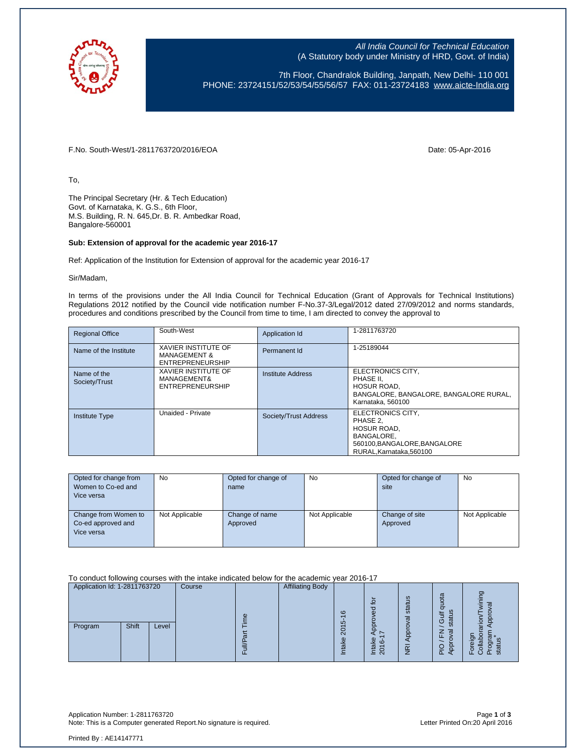All India Council for Technical Education
(A Statutory body under Ministry of HRD, Govt. of India)

7th Floor, Chandralok Building, Janpath, New Delhi- 110 001
PHONE: 23724151/52/53/54/55/56/57 FAX: 011-23724183 www.aicte-India.org

F.No. South-West/1-2811763720/2016/EOA

Date: 05-Apr-2016

To,

The Principal Secretary (Hr. & Tech Education)
Govt. of Karnataka, K. G.S., 6th Floor,
M.S. Building, R. N. 645,Dr. B. R. Ambedkar Road,
Bangalore-560001

**Sub: Extension of approval for the academic year 2016-17**

Ref: Application of the Institution for Extension of approval for the academic year 2016-17

Sir/Madam,

In terms of the provisions under the All India Council for Technical Education (Grant of Approvals for Technical Institutions) Regulations 2012 notified by the Council vide notification number F-No.37-3/Legal/2012 dated 27/09/2012 and norms standards, procedures and conditions prescribed by the Council from time to time, I am directed to convey the approval to

| Regional Office | South-West | Application Id | 1-2811763720 |
|---|---|---|---|
| Name of the Institute | XAVIER INSTITUTE OF MANAGEMENT & ENTREPRENEURSHIP | Permanent Id | 1-25189044 |
| Name of the Society/Trust | XAVIER INSTITUTE OF MANAGEMENT& ENTREPRENEURSHIP | Institute Address | ELECTRONICS CITY, PHASE II, HOSUR ROAD, BANGALORE, BANGALORE RURAL, Karnataka, 560100 |
| Institute Type | Unaided - Private | Society/Trust Address | ELECTRONICS CITY, PHASE 2, HOSUR ROAD, BANGALORE, 560100,BANGALORE,BANGALORE RURAL,Karnataka,560100 |

| Opted for change from Women to Co-ed and Vice versa | No | Opted for change of name | No | Opted for change of site | No |
|---|---|---|---|---|---|
| Change from Women to Co-ed approved and Vice versa | Not Applicable | Change of name Approved | Not Applicable | Change of site Approved | Not Applicable |

To conduct following courses with the intake indicated below for the academic year 2016-17

| Application Id: 1-2811763720 | | | Course | Full/Part Time | Affiliating Body | Intake 2015-16 | Intake Approved for 2016-17 | NRI Approval status | PIO / FN / Gulf quota Approval status | Foreign Collaborarion/Twining Program Approval status* |
|---|---|---|---|---|---|---|---|---|---|---|
| Program | Shift | Level | | | | | | | | |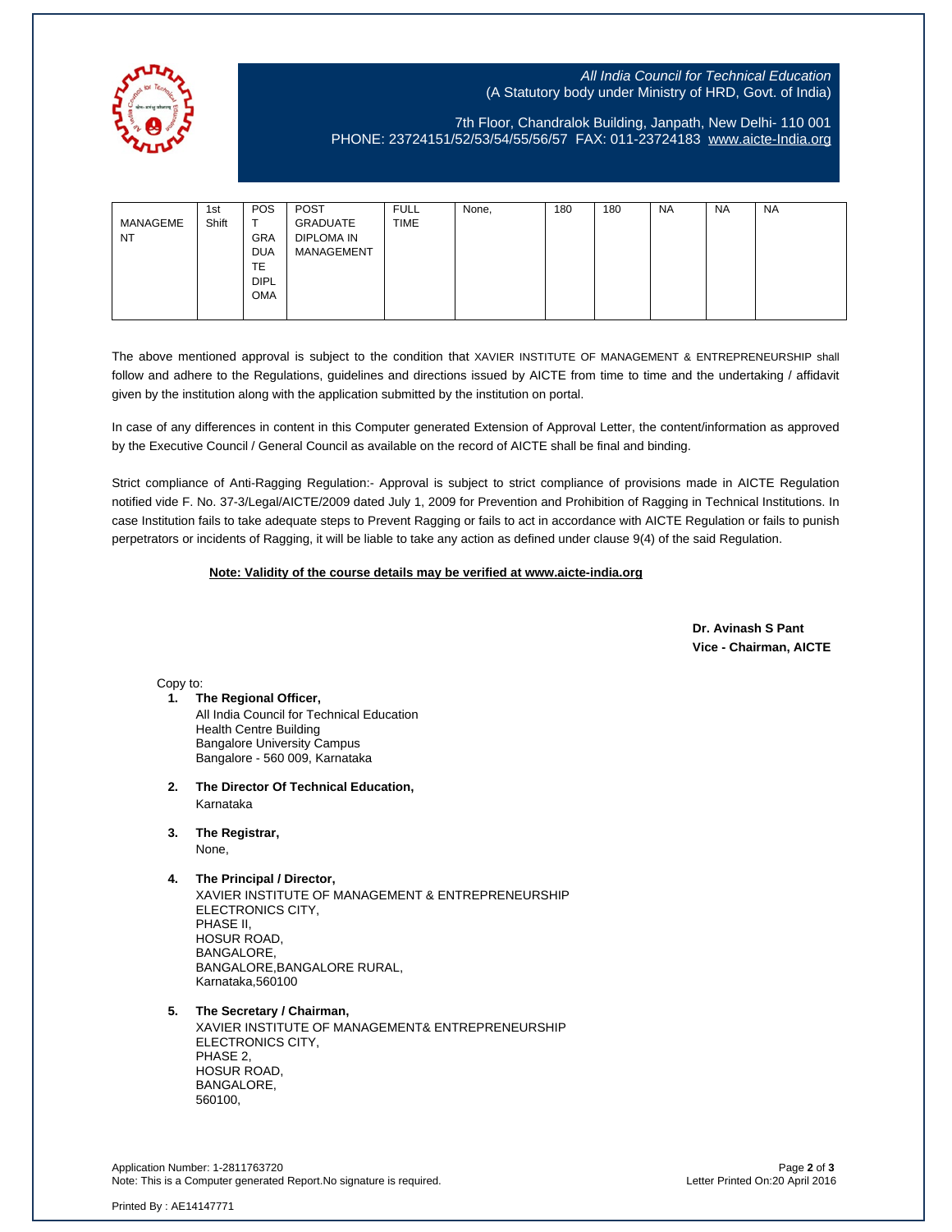| | | | | | | | | | | |
|---|---|---|---|---|---|---|---|---|---|---|
| MANAGEMENT | 1st Shift | POST GRADUATE DIPLOMA | POST GRADUATE DIPLOMA IN MANAGEMENT | FULL TIME | None, | 180 | 180 | NA | NA | NA |

The above mentioned approval is subject to the condition that XAVIER INSTITUTE OF MANAGEMENT & ENTREPRENEURSHIP shall follow and adhere to the Regulations, guidelines and directions issued by AICTE from time to time and the undertaking / affidavit given by the institution along with the application submitted by the institution on portal.

In case of any differences in content in this Computer generated Extension of Approval Letter, the content/information as approved by the Executive Council / General Council as available on the record of AICTE shall be final and binding.

Strict compliance of Anti-Ragging Regulation:- Approval is subject to strict compliance of provisions made in AICTE Regulation notified vide F. No. 37-3/Legal/AICTE/2009 dated July 1, 2009 for Prevention and Prohibition of Ragging in Technical Institutions. In case Institution fails to take adequate steps to Prevent Ragging or fails to act in accordance with AICTE Regulation or fails to punish perpetrators or incidents of Ragging, it will be liable to take any action as defined under clause 9(4) of the said Regulation.

**Note: Validity of the course details may be verified at www.aicte-india.org**

**Dr. Avinash S Pant**
**Vice - Chairman, AICTE**

Copy to:

1. **The Regional Officer,**
   All India Council for Technical Education
   Health Centre Building
   Bangalore University Campus
   Bangalore - 560 009, Karnataka

2. **The Director Of Technical Education,**
   Karnataka

3. **The Registrar,**
   None,

4. **The Principal / Director,**
   XAVIER INSTITUTE OF MANAGEMENT & ENTREPRENEURSHIP
   ELECTRONICS CITY,
   PHASE II,
   HOSUR ROAD,
   BANGALORE,
   BANGALORE,BANGALORE RURAL,
   Karnataka,560100

5. **The Secretary / Chairman,**
   XAVIER INSTITUTE OF MANAGEMENT& ENTREPRENEURSHIP
   ELECTRONICS CITY,
   PHASE 2,
   HOSUR ROAD,
   BANGALORE,
   560100,

Application Number: 1-2811763720
Note: This is a Computer generated Report.No signature is required.
Letter Printed On:20 April 2016

Printed By : AE14147771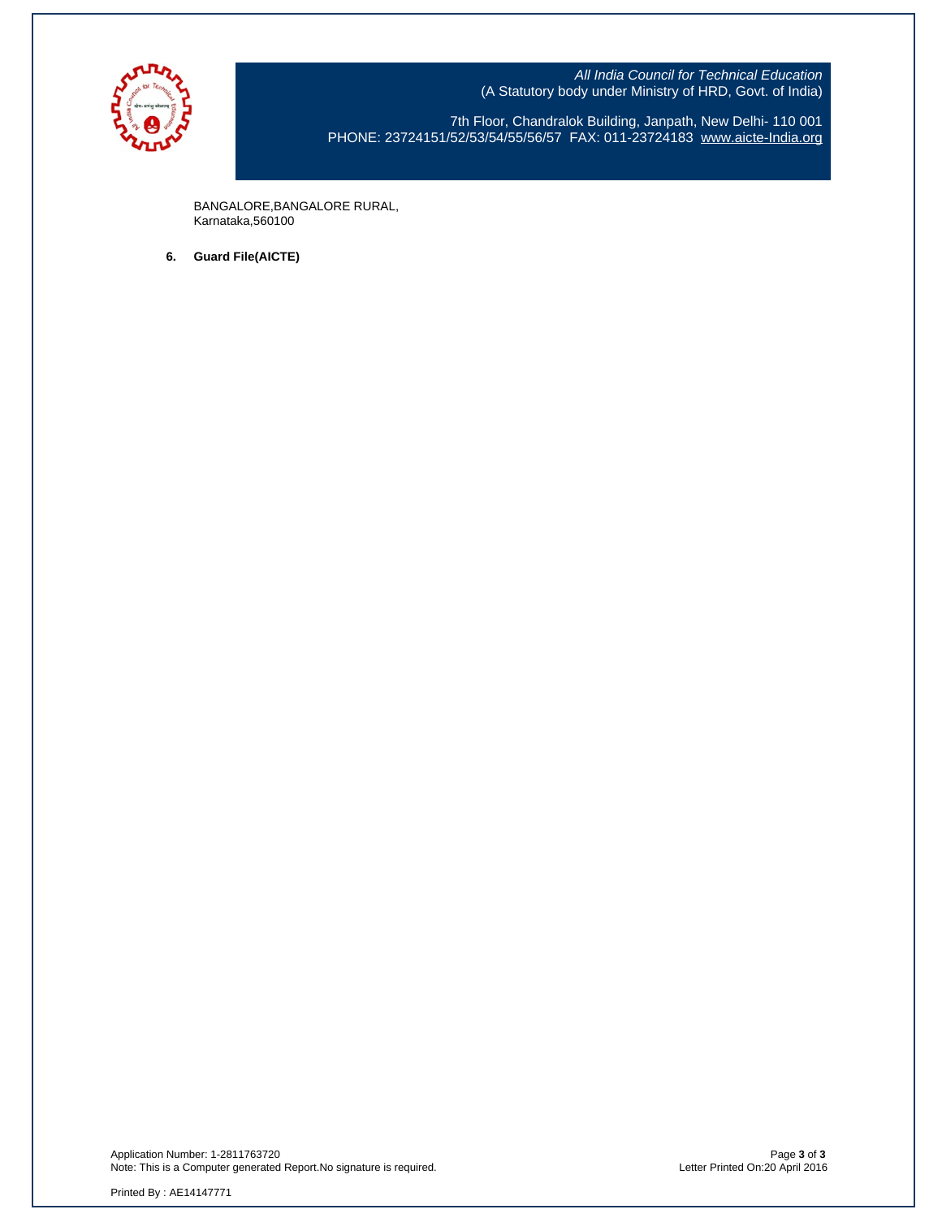BANGALORE,BANGALORE RURAL,
Karnataka,560100

6. **Guard File(AICTE)**